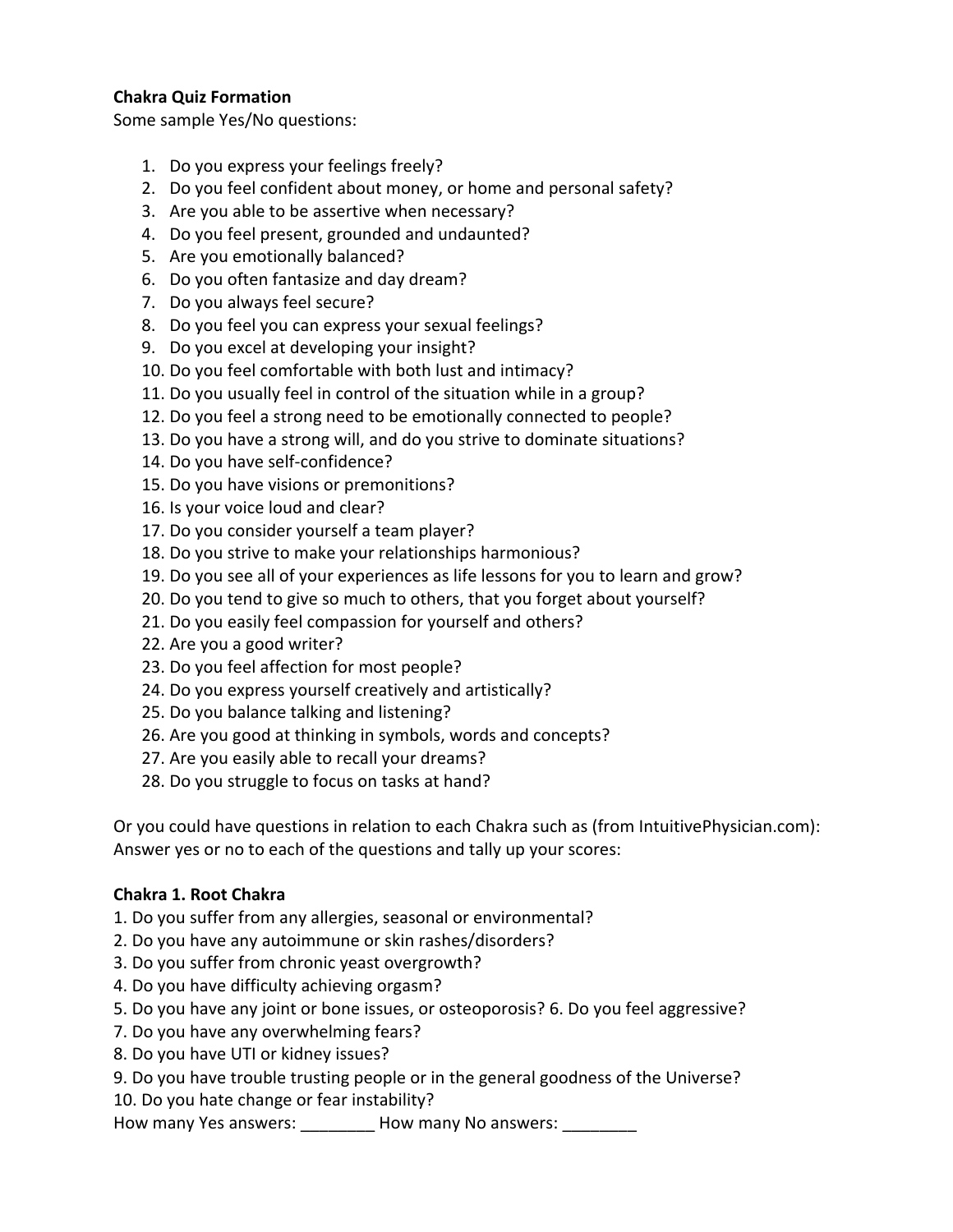**Chakra Quiz Formation**

Some sample Yes/No questions:

1. Do you express your feelings freely?
2. Do you feel confident about money, or home and personal safety?
3. Are you able to be assertive when necessary?
4. Do you feel present, grounded and undaunted?
5. Are you emotionally balanced?
6. Do you often fantasize and day dream?
7. Do you always feel secure?
8. Do you feel you can express your sexual feelings?
9. Do you excel at developing your insight?
10. Do you feel comfortable with both lust and intimacy?
11. Do you usually feel in control of the situation while in a group?
12. Do you feel a strong need to be emotionally connected to people?
13. Do you have a strong will, and do you strive to dominate situations?
14. Do you have self-confidence?
15. Do you have visions or premonitions?
16. Is your voice loud and clear?
17. Do you consider yourself a team player?
18. Do you strive to make your relationships harmonious?
19. Do you see all of your experiences as life lessons for you to learn and grow?
20. Do you tend to give so much to others, that you forget about yourself?
21. Do you easily feel compassion for yourself and others?
22. Are you a good writer?
23. Do you feel affection for most people?
24. Do you express yourself creatively and artistically?
25. Do you balance talking and listening?
26. Are you good at thinking in symbols, words and concepts?
27. Are you easily able to recall your dreams?
28. Do you struggle to focus on tasks at hand?

Or you could have questions in relation to each Chakra such as (from IntuitivePhysician.com): Answer yes or no to each of the questions and tally up your scores:

**Chakra 1. Root Chakra**

1. Do you suffer from any allergies, seasonal or environmental?
2. Do you have any autoimmune or skin rashes/disorders?
3. Do you suffer from chronic yeast overgrowth?
4. Do you have difficulty achieving orgasm?
5. Do you have any joint or bone issues, or osteoporosis? 6. Do you feel aggressive?
7. Do you have any overwhelming fears?
8. Do you have UTI or kidney issues?
9. Do you have trouble trusting people or in the general goodness of the Universe?
10. Do you hate change or fear instability?

How many Yes answers: ________ How many No answers: ________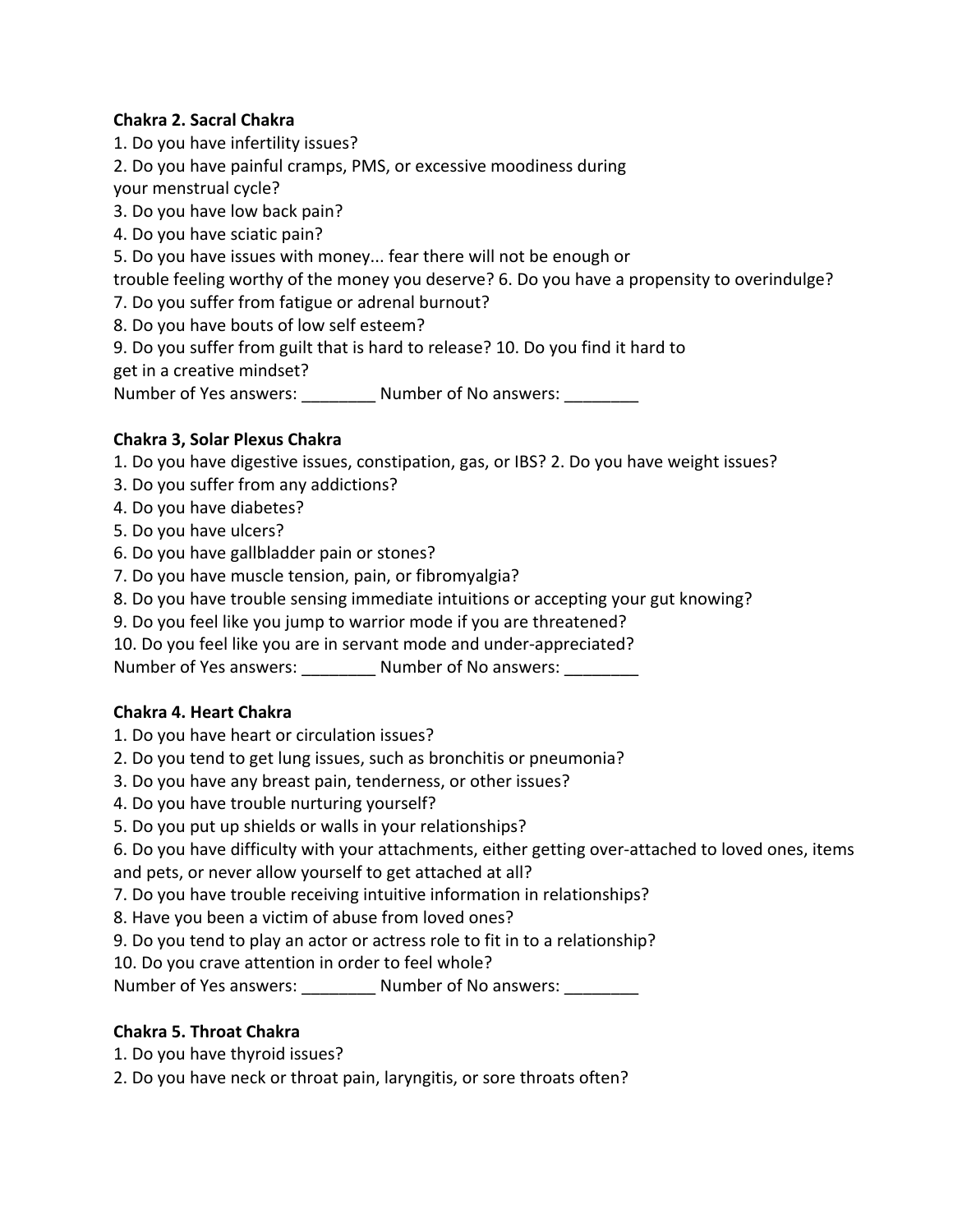**Chakra 2. Sacral Chakra**

1. Do you have infertility issues?
2. Do you have painful cramps, PMS, or excessive moodiness during your menstrual cycle?
3. Do you have low back pain?
4. Do you have sciatic pain?
5. Do you have issues with money... fear there will not be enough or trouble feeling worthy of the money you deserve? 6. Do you have a propensity to overindulge?
7. Do you suffer from fatigue or adrenal burnout?
8. Do you have bouts of low self esteem?
9. Do you suffer from guilt that is hard to release? 10. Do you find it hard to get in a creative mindset?

Number of Yes answers: ________ Number of No answers: ________

**Chakra 3, Solar Plexus Chakra**

1. Do you have digestive issues, constipation, gas, or IBS? 2. Do you have weight issues?
3. Do you suffer from any addictions?
4. Do you have diabetes?
5. Do you have ulcers?
6. Do you have gallbladder pain or stones?
7. Do you have muscle tension, pain, or fibromyalgia?
8. Do you have trouble sensing immediate intuitions or accepting your gut knowing?
9. Do you feel like you jump to warrior mode if you are threatened?
10. Do you feel like you are in servant mode and under-appreciated?

Number of Yes answers: ________ Number of No answers: ________

**Chakra 4. Heart Chakra**

1. Do you have heart or circulation issues?
2. Do you tend to get lung issues, such as bronchitis or pneumonia?
3. Do you have any breast pain, tenderness, or other issues?
4. Do you have trouble nurturing yourself?
5. Do you put up shields or walls in your relationships?
6. Do you have difficulty with your attachments, either getting over-attached to loved ones, items and pets, or never allow yourself to get attached at all?
7. Do you have trouble receiving intuitive information in relationships?
8. Have you been a victim of abuse from loved ones?
9. Do you tend to play an actor or actress role to fit in to a relationship?
10. Do you crave attention in order to feel whole?

Number of Yes answers: ________ Number of No answers: ________

**Chakra 5. Throat Chakra**

1. Do you have thyroid issues?
2. Do you have neck or throat pain, laryngitis, or sore throats often?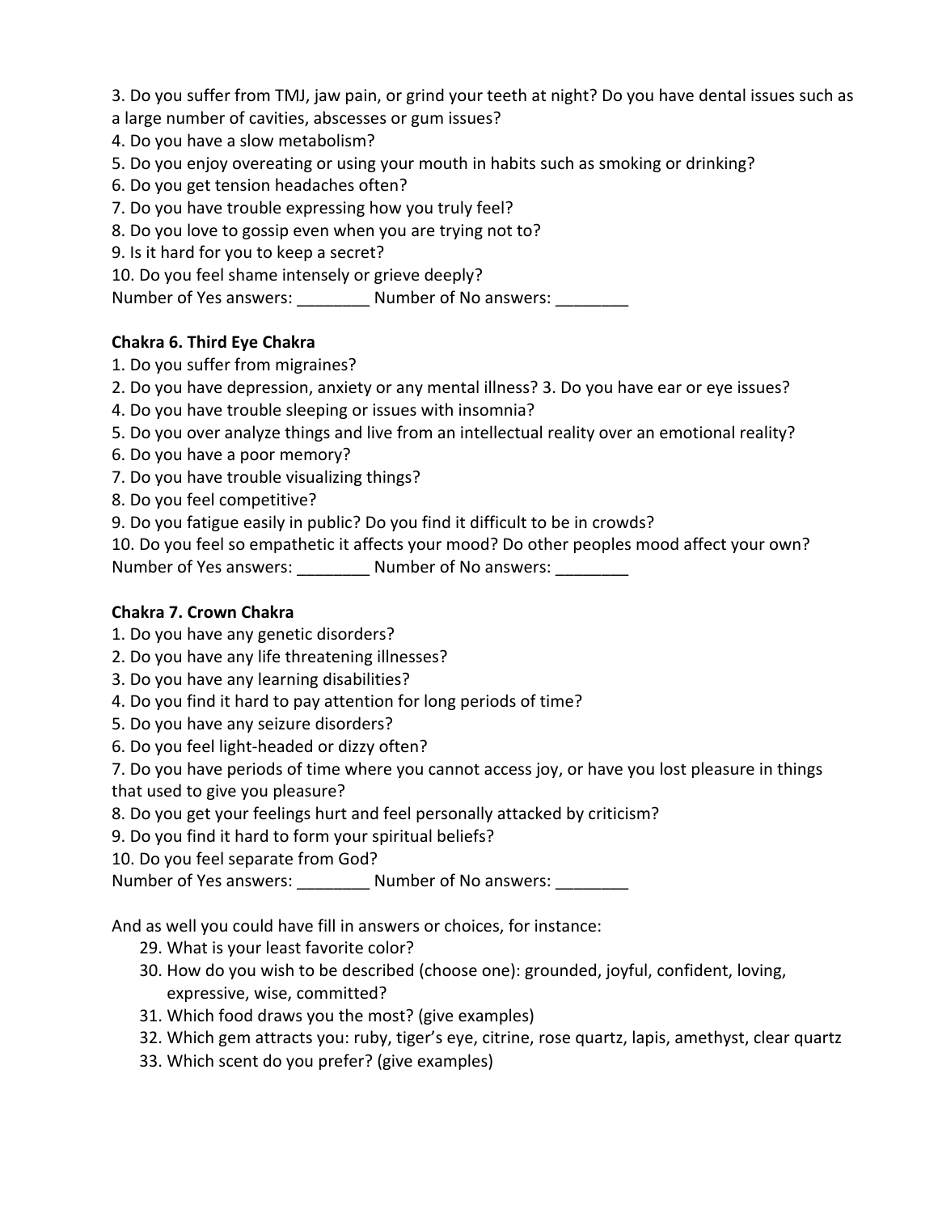3. Do you suffer from TMJ, jaw pain, or grind your teeth at night? Do you have dental issues such as a large number of cavities, abscesses or gum issues?
4. Do you have a slow metabolism?
5. Do you enjoy overeating or using your mouth in habits such as smoking or drinking?
6. Do you get tension headaches often?
7. Do you have trouble expressing how you truly feel?
8. Do you love to gossip even when you are trying not to?
9. Is it hard for you to keep a secret?
10. Do you feel shame intensely or grieve deeply?

Number of Yes answers: ________ Number of No answers: ________

**Chakra 6. Third Eye Chakra**

1. Do you suffer from migraines?
2. Do you have depression, anxiety or any mental illness? 3. Do you have ear or eye issues?
4. Do you have trouble sleeping or issues with insomnia?
5. Do you over analyze things and live from an intellectual reality over an emotional reality?
6. Do you have a poor memory?
7. Do you have trouble visualizing things?
8. Do you feel competitive?
9. Do you fatigue easily in public? Do you find it difficult to be in crowds?
10. Do you feel so empathetic it affects your mood? Do other peoples mood affect your own?

Number of Yes answers: ________ Number of No answers: ________

**Chakra 7. Crown Chakra**

1. Do you have any genetic disorders?
2. Do you have any life threatening illnesses?
3. Do you have any learning disabilities?
4. Do you find it hard to pay attention for long periods of time?
5. Do you have any seizure disorders?
6. Do you feel light-headed or dizzy often?
7. Do you have periods of time where you cannot access joy, or have you lost pleasure in things that used to give you pleasure?
8. Do you get your feelings hurt and feel personally attacked by criticism?
9. Do you find it hard to form your spiritual beliefs?
10. Do you feel separate from God?

Number of Yes answers: ________ Number of No answers: ________

And as well you could have fill in answers or choices, for instance:

29. What is your least favorite color?
30. How do you wish to be described (choose one): grounded, joyful, confident, loving, expressive, wise, committed?
31. Which food draws you the most? (give examples)
32. Which gem attracts you: ruby, tiger's eye, citrine, rose quartz, lapis, amethyst, clear quartz
33. Which scent do you prefer? (give examples)